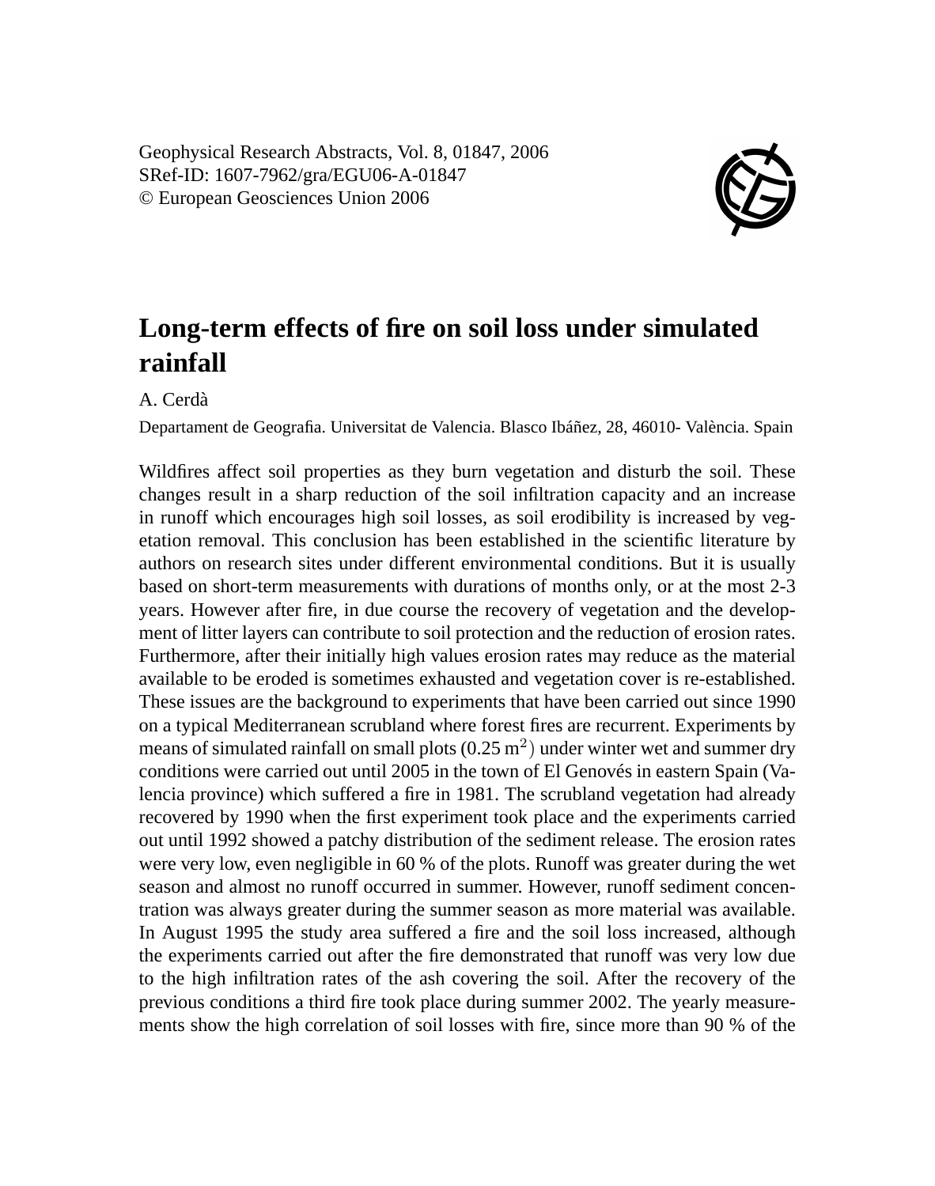Geophysical Research Abstracts, Vol. 8, 01847, 2006
SRef-ID: 1607-7962/gra/EGU06-A-01847
© European Geosciences Union 2006

# Long-term effects of fire on soil loss under simulated rainfall

A. Cerdà

Departament de Geografia. Universitat de Valencia. Blasco Ibáñez, 28, 46010- València. Spain

Wildfires affect soil properties as they burn vegetation and disturb the soil. These changes result in a sharp reduction of the soil infiltration capacity and an increase in runoff which encourages high soil losses, as soil erodibility is increased by vegetation removal. This conclusion has been established in the scientific literature by authors on research sites under different environmental conditions. But it is usually based on short-term measurements with durations of months only, or at the most 2-3 years. However after fire, in due course the recovery of vegetation and the development of litter layers can contribute to soil protection and the reduction of erosion rates. Furthermore, after their initially high values erosion rates may reduce as the material available to be eroded is sometimes exhausted and vegetation cover is re-established. These issues are the background to experiments that have been carried out since 1990 on a typical Mediterranean scrubland where forest fires are recurrent. Experiments by means of simulated rainfall on small plots (0.25 $m^2$) under winter wet and summer dry conditions were carried out until 2005 in the town of El Genovés in eastern Spain (Valencia province) which suffered a fire in 1981. The scrubland vegetation had already recovered by 1990 when the first experiment took place and the experiments carried out until 1992 showed a patchy distribution of the sediment release. The erosion rates were very low, even negligible in 60 % of the plots. Runoff was greater during the wet season and almost no runoff occurred in summer. However, runoff sediment concentration was always greater during the summer season as more material was available. In August 1995 the study area suffered a fire and the soil loss increased, although the experiments carried out after the fire demonstrated that runoff was very low due to the high infiltration rates of the ash covering the soil. After the recovery of the previous conditions a third fire took place during summer 2002. The yearly measurements show the high correlation of soil losses with fire, since more than 90 % of the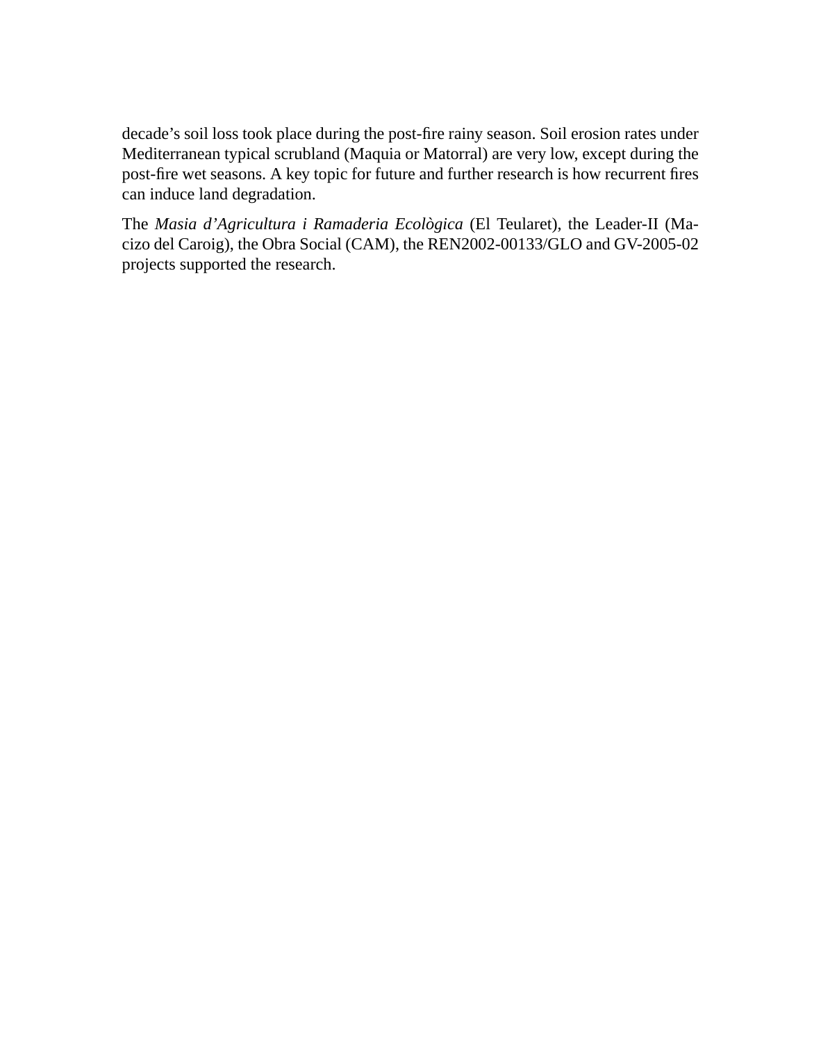decade's soil loss took place during the post-fire rainy season. Soil erosion rates under Mediterranean typical scrubland (Maquia or Matorral) are very low, except during the post-fire wet seasons. A key topic for future and further research is how recurrent fires can induce land degradation.

The *Masia d'Agricultura i Ramaderia Ecològica* (El Teularet), the Leader-II (Macizo del Caroig), the Obra Social (CAM), the REN2002-00133/GLO and GV-2005-02 projects supported the research.